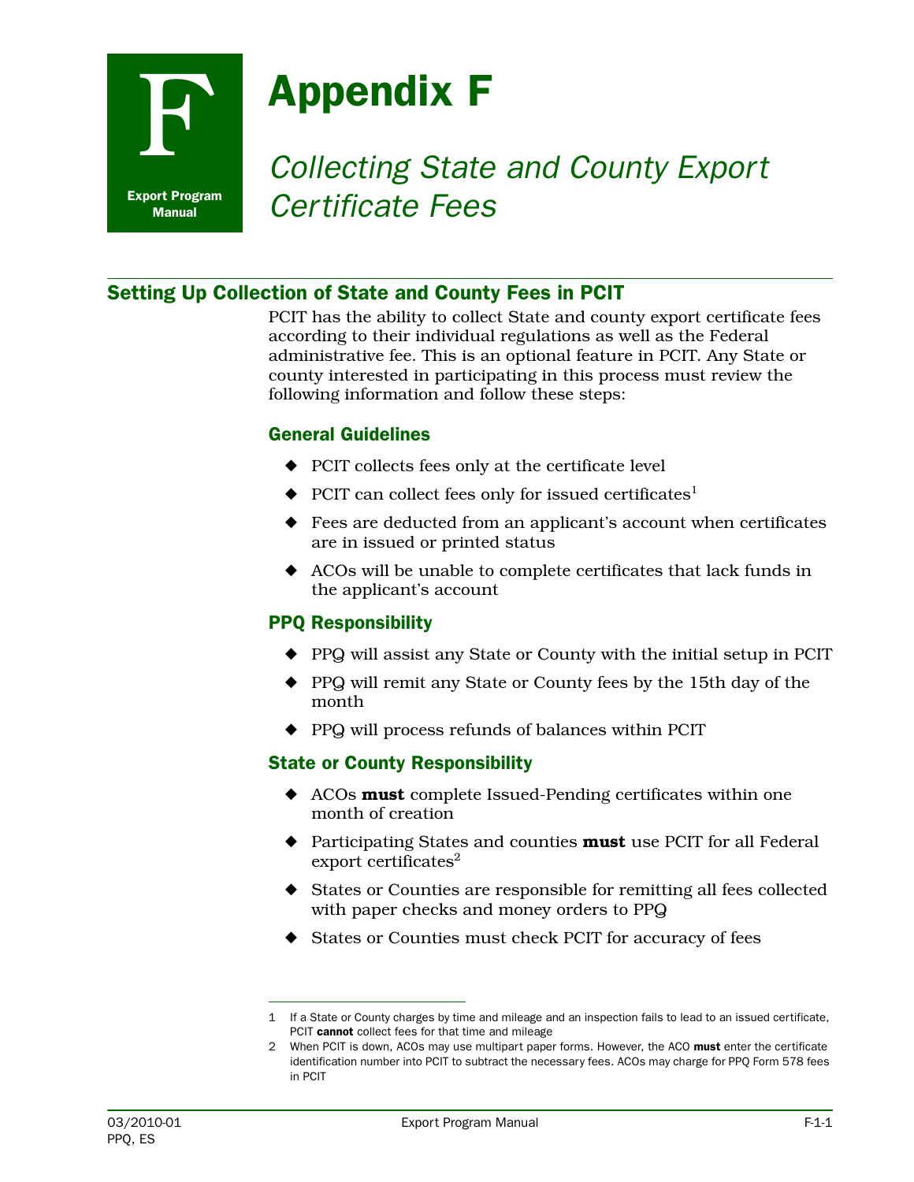# Appendix F

## *Collecting State and County Export Certificate Fees*

## Setting Up Collection of State and County Fees in PCIT

PCIT has the ability to collect State and county export certificate fees according to their individual regulations as well as the Federal administrative fee. This is an optional feature in PCIT. Any State or county interested in participating in this process must review the following information and follow these steps:

### General Guidelines

- PCIT collects fees only at the certificate level
- PCIT can collect fees only for issued certificates[1]
- Fees are deducted from an applicant's account when certificates are in issued or printed status
- ACOs will be unable to complete certificates that lack funds in the applicant's account

### PPQ Responsibility

- PPQ will assist any State or County with the initial setup in PCIT
- PPQ will remit any State or County fees by the 15th day of the month
- PPQ will process refunds of balances within PCIT

### State or County Responsibility

- ACOs **must** complete Issued-Pending certificates within one month of creation
- Participating States and counties **must** use PCIT for all Federal export certificates[2]
- States or Counties are responsible for remitting all fees collected with paper checks and money orders to PPQ
- States or Counties must check PCIT for accuracy of fees

---

1 If a State or County charges by time and mileage and an inspection fails to lead to an issued certificate, PCIT **cannot** collect fees for that time and mileage

2 When PCIT is down, ACOs may use multipart paper forms. However, the ACO **must** enter the certificate identification number into PCIT to subtract the necessary fees. ACOs may charge for PPQ Form 578 fees in PCIT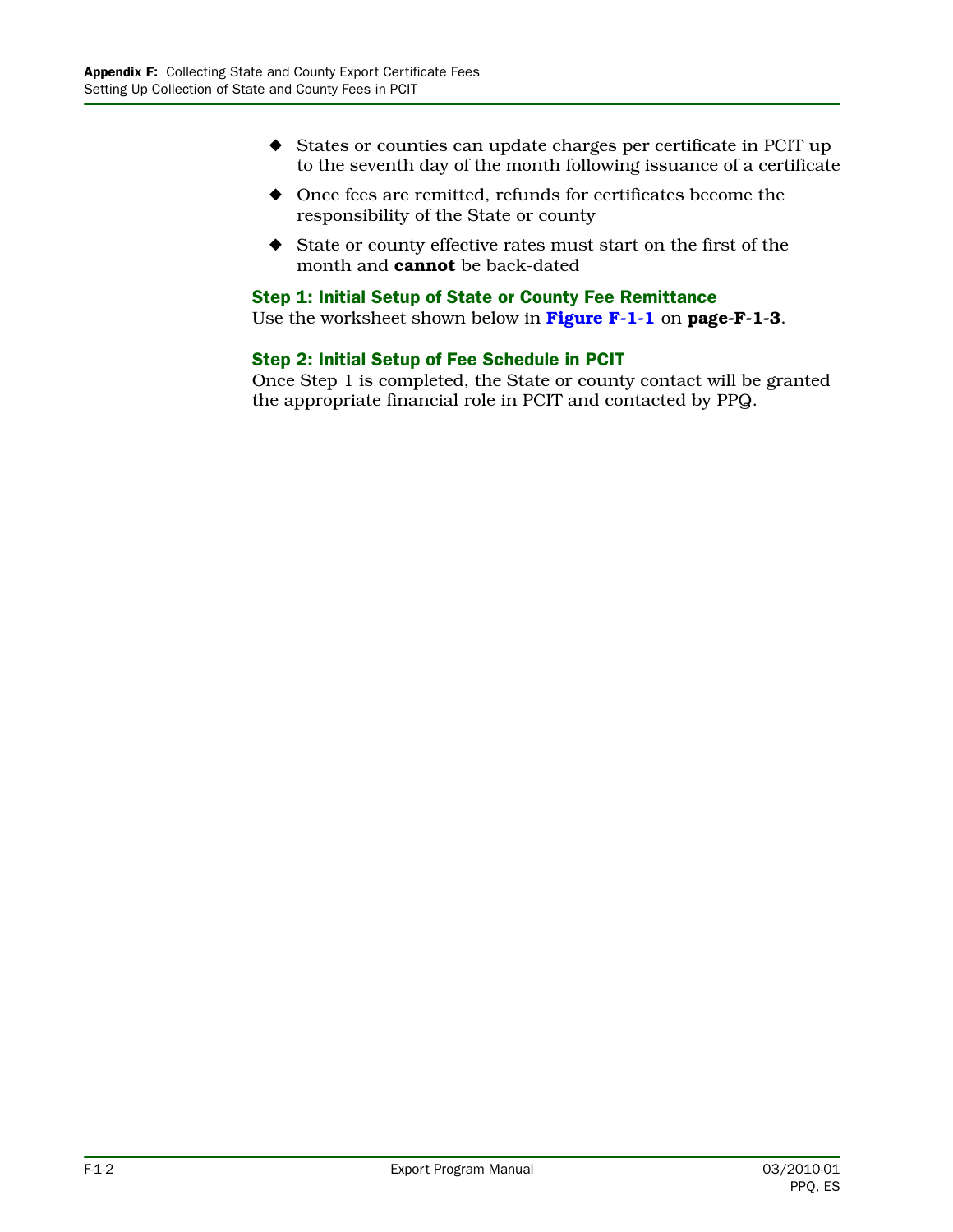- States or counties can update charges per certificate in PCIT up to the seventh day of the month following issuance of a certificate
- Once fees are remitted, refunds for certificates become the responsibility of the State or county
- State or county effective rates must start on the first of the month and **cannot** be back-dated

### Step 1: Initial Setup of State or County Fee Remittance

Use the worksheet shown below in **Figure F-1-1** on **page-F-1-3**.

### Step 2: Initial Setup of Fee Schedule in PCIT

Once Step 1 is completed, the State or county contact will be granted the appropriate financial role in PCIT and contacted by PPQ.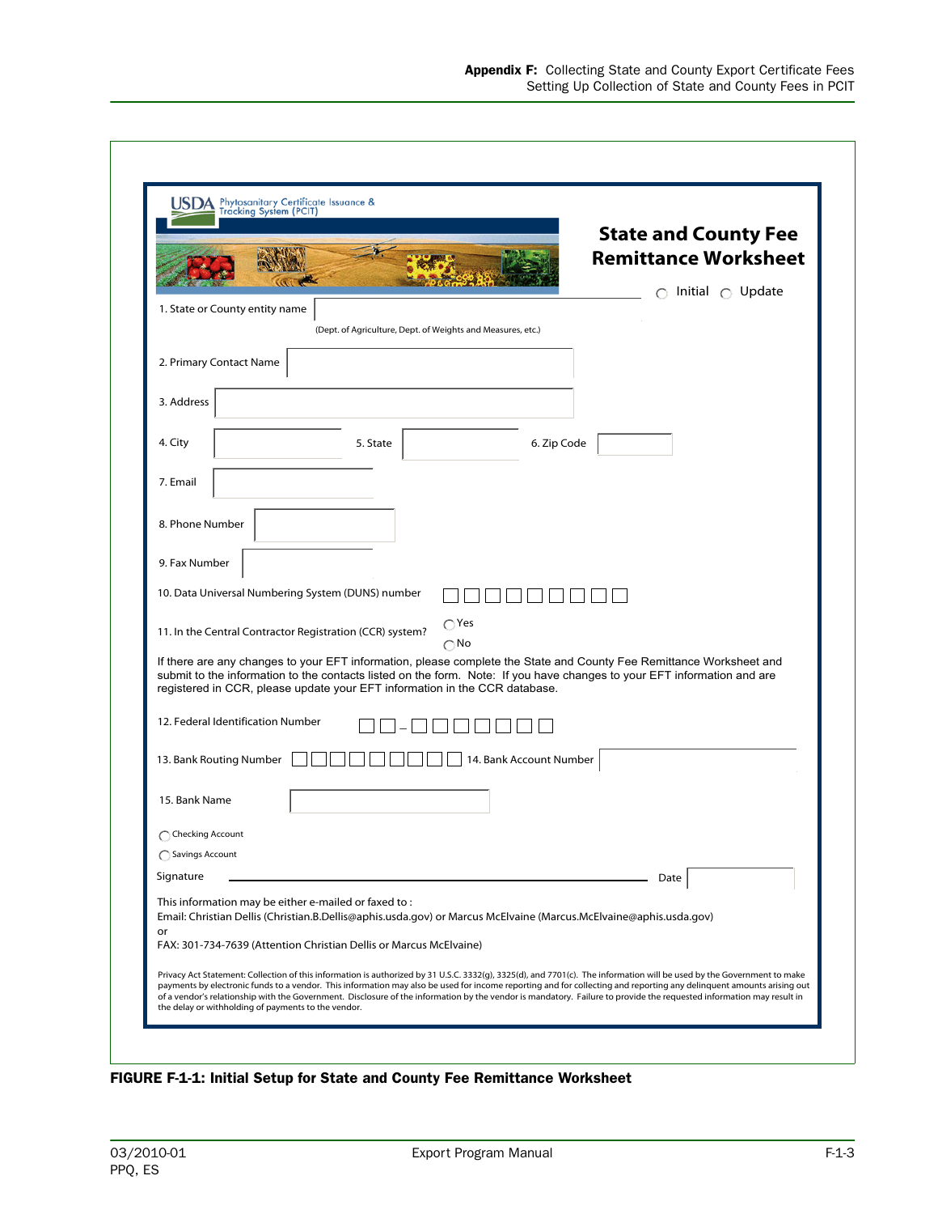USDA Phytosanitary Certificate Issuance & Tracking System (PCIT)

# State and County Fee Remittance Worksheet

◯ Initial ◯ Update

1. State or County entity name

(Dept. of Agriculture, Dept. of Weights and Measures, etc.)

2. Primary Contact Name

3. Address

4. City 5. State 6. Zip Code

7. Email

8. Phone Number

9. Fax Number

10. Data Universal Numbering System (DUNS) number ☐☐☐☐☐☐☐☐☐

11. In the Central Contractor Registration (CCR) system? ◯ Yes ◯ No

If there are any changes to your EFT information, please complete the State and County Fee Remittance Worksheet and submit to the information to the contacts listed on the form. Note: If you have changes to your EFT information and are registered in CCR, please update your EFT information in the CCR database.

12. Federal Identification Number ☐☐–☐☐☐☐☐☐☐

13. Bank Routing Number ☐☐☐☐☐☐☐☐☐ 14. Bank Account Number

15. Bank Name

◯ Checking Account

◯ Savings Account

Signature ______________________________ Date

This information may be either e-mailed or faxed to :
Email: Christian Dellis (Christian.B.Dellis@aphis.usda.gov) or Marcus McElvaine (Marcus.McElvaine@aphis.usda.gov)
or
FAX: 301-734-7639 (Attention Christian Dellis or Marcus McElvaine)

Privacy Act Statement: Collection of this information is authorized by 31 U.S.C. 3332(g), 3325(d), and 7701(c). The information will be used by the Government to make payments by electronic funds to a vendor. This information may also be used for income reporting and for collecting and reporting any delinquent amounts arising out of a vendor's relationship with the Government. Disclosure of the information by the vendor is mandatory. Failure to provide the requested information may result in the delay or withholding of payments to the vendor.

**FIGURE F-1-1: Initial Setup for State and County Fee Remittance Worksheet**